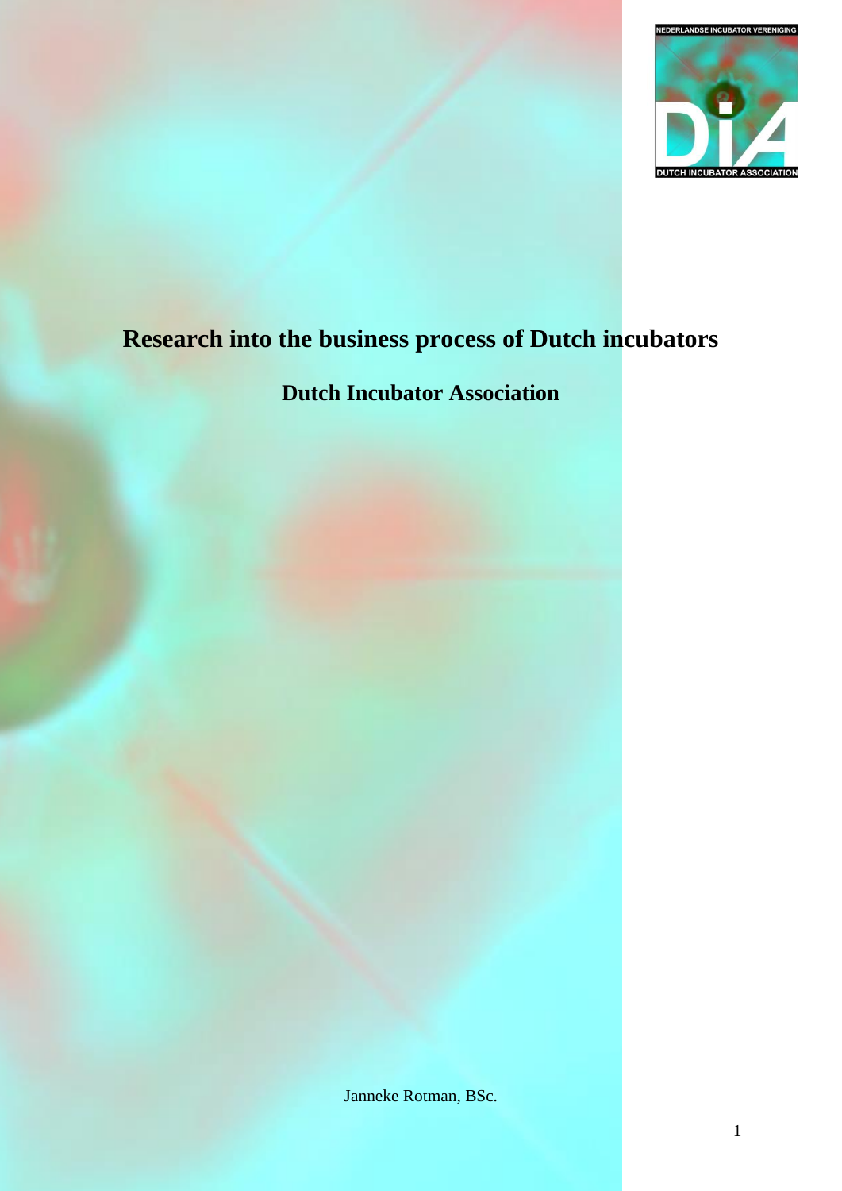NEDERLANDSE INCUBATOR VERENIGING

DUTCH INCUBATOR ASSOCIATION

# Research into the business process of Dutch incubators

## Dutch Incubator Association

Janneke Rotman, BSc.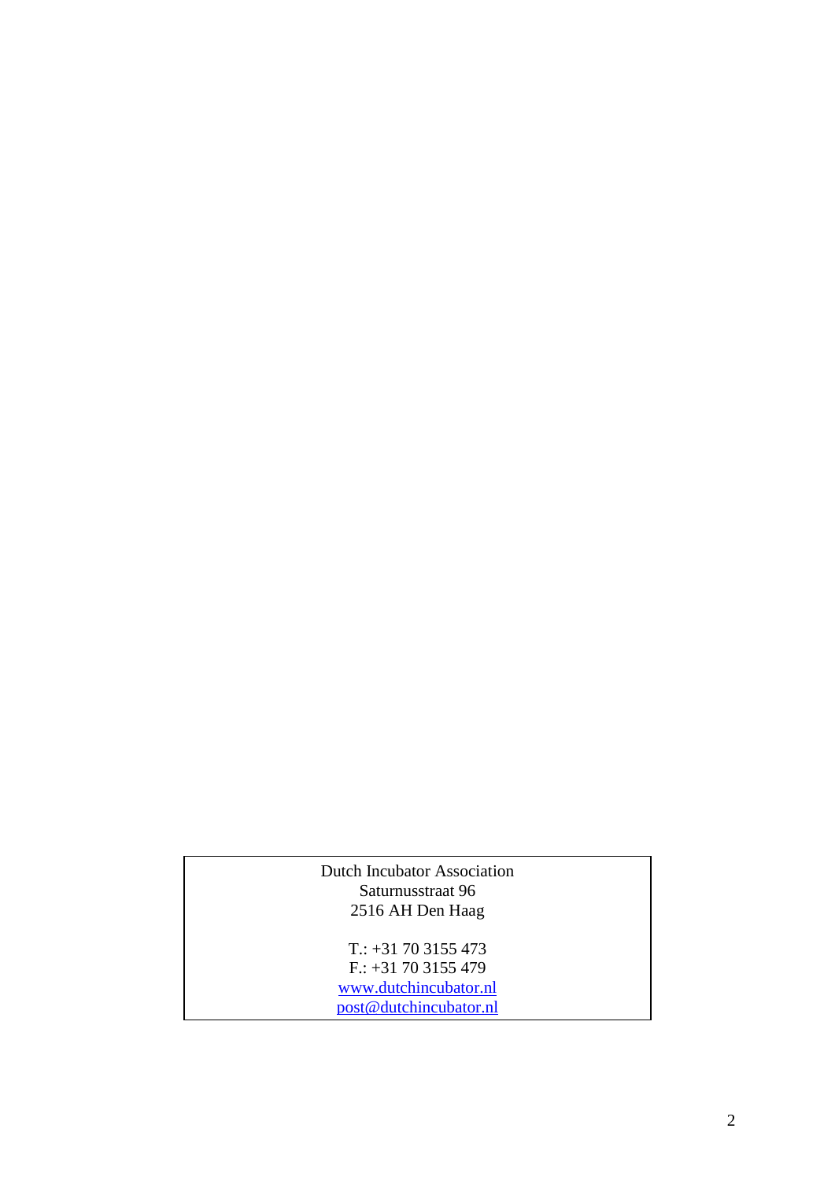Dutch Incubator Association
Saturnusstraat 96
2516 AH Den Haag

T.: +31 70 3155 473
F.: +31 70 3155 479
www.dutchincubator.nl
post@dutchincubator.nl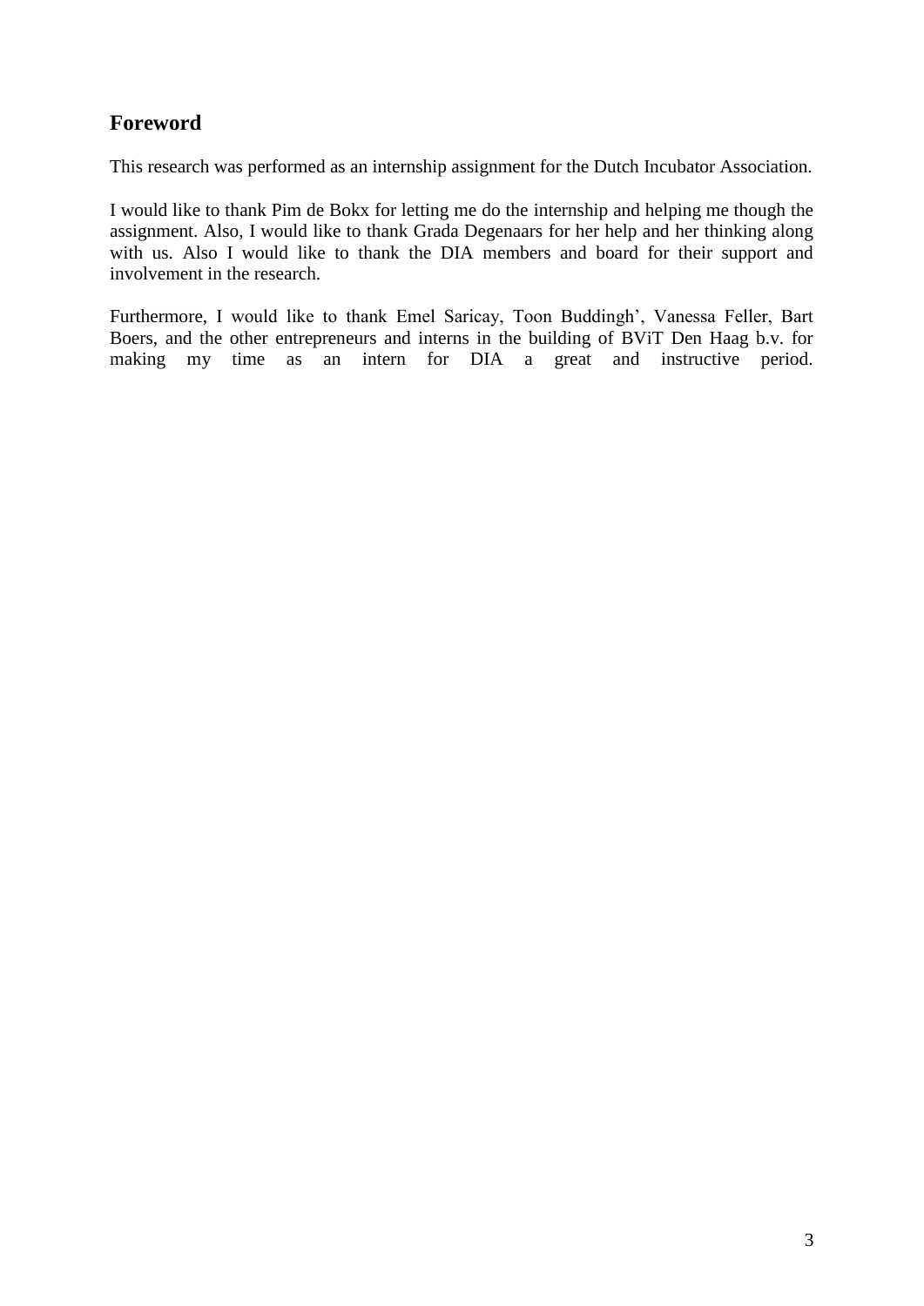## Foreword

This research was performed as an internship assignment for the Dutch Incubator Association.

I would like to thank Pim de Bokx for letting me do the internship and helping me though the assignment. Also, I would like to thank Grada Degenaars for her help and her thinking along with us. Also I would like to thank the DIA members and board for their support and involvement in the research.

Furthermore, I would like to thank Emel Saricay, Toon Buddingh', Vanessa Feller, Bart Boers, and the other entrepreneurs and interns in the building of BViT Den Haag b.v. for making my time as an intern for DIA a great and instructive period.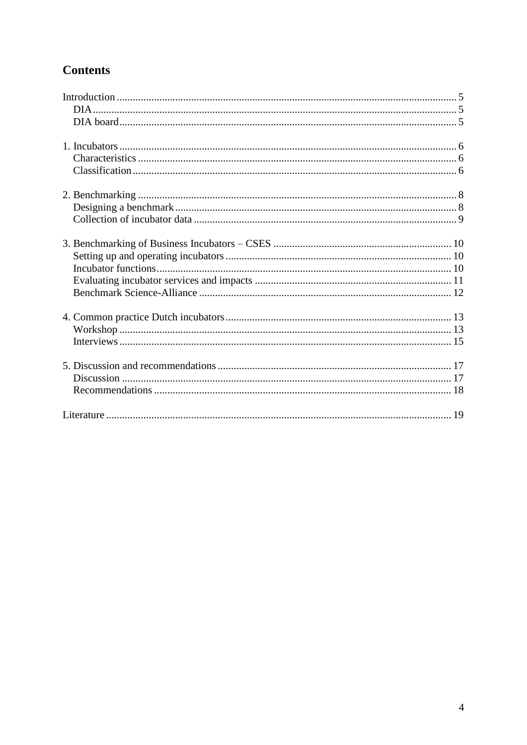## Contents

Introduction ..... 5
- DIA ..... 5
- DIA board ..... 5

1. Incubators ..... 6
   - Characteristics ..... 6
   - Classification ..... 6

2. Benchmarking ..... 8
   - Designing a benchmark ..... 8
   - Collection of incubator data ..... 9

3. Benchmarking of Business Incubators – CSES ..... 10
   - Setting up and operating incubators ..... 10
   - Incubator functions ..... 10
   - Evaluating incubator services and impacts ..... 11
   - Benchmark Science-Alliance ..... 12

4. Common practice Dutch incubators ..... 13
   - Workshop ..... 13
   - Interviews ..... 15

5. Discussion and recommendations ..... 17
   - Discussion ..... 17
   - Recommendations ..... 18

Literature ..... 19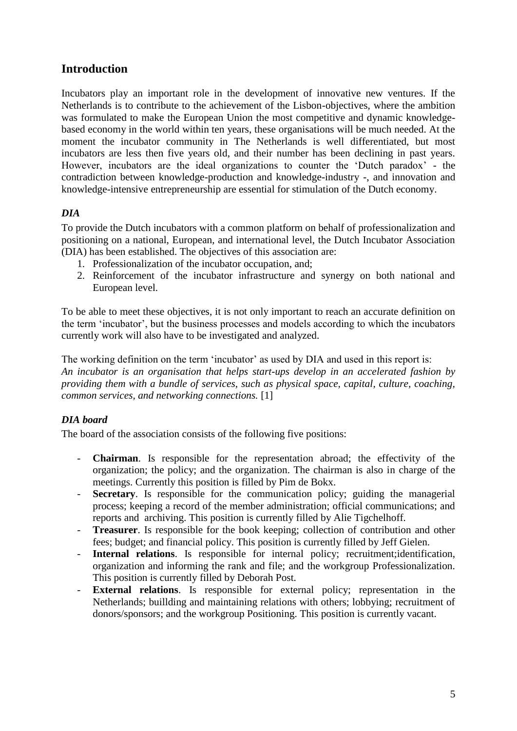## Introduction

Incubators play an important role in the development of innovative new ventures. If the Netherlands is to contribute to the achievement of the Lisbon-objectives, where the ambition was formulated to make the European Union the most competitive and dynamic knowledge-based economy in the world within ten years, these organisations will be much needed. At the moment the incubator community in The Netherlands is well differentiated, but most incubators are less then five years old, and their number has been declining in past years. However, incubators are the ideal organizations to counter the 'Dutch paradox' - the contradiction between knowledge-production and knowledge-industry -, and innovation and knowledge-intensive entrepreneurship are essential for stimulation of the Dutch economy.

### *DIA*

To provide the Dutch incubators with a common platform on behalf of professionalization and positioning on a national, European, and international level, the Dutch Incubator Association (DIA) has been established. The objectives of this association are:

1. Professionalization of the incubator occupation, and;
2. Reinforcement of the incubator infrastructure and synergy on both national and European level.

To be able to meet these objectives, it is not only important to reach an accurate definition on the term 'incubator', but the business processes and models according to which the incubators currently work will also have to be investigated and analyzed.

The working definition on the term 'incubator' as used by DIA and used in this report is:
*An incubator is an organisation that helps start-ups develop in an accelerated fashion by providing them with a bundle of services, such as physical space, capital, culture, coaching, common services, and networking connections.* [1]

### *DIA board*

The board of the association consists of the following five positions:

- **Chairman**. Is responsible for the representation abroad; the effectivity of the organization; the policy; and the organization. The chairman is also in charge of the meetings. Currently this position is filled by Pim de Bokx.
- **Secretary**. Is responsible for the communication policy; guiding the managerial process; keeping a record of the member administration; official communications; and reports and archiving. This position is currently filled by Alie Tigchelhoff.
- **Treasurer**. Is responsible for the book keeping; collection of contribution and other fees; budget; and financial policy. This position is currently filled by Jeff Gielen.
- **Internal relations**. Is responsible for internal policy; recruitment;identification, organization and informing the rank and file; and the workgroup Professionalization. This position is currently filled by Deborah Post.
- **External relations**. Is responsible for external policy; representation in the Netherlands; buillding and maintaining relations with others; lobbying; recruitment of donors/sponsors; and the workgroup Positioning. This position is currently vacant.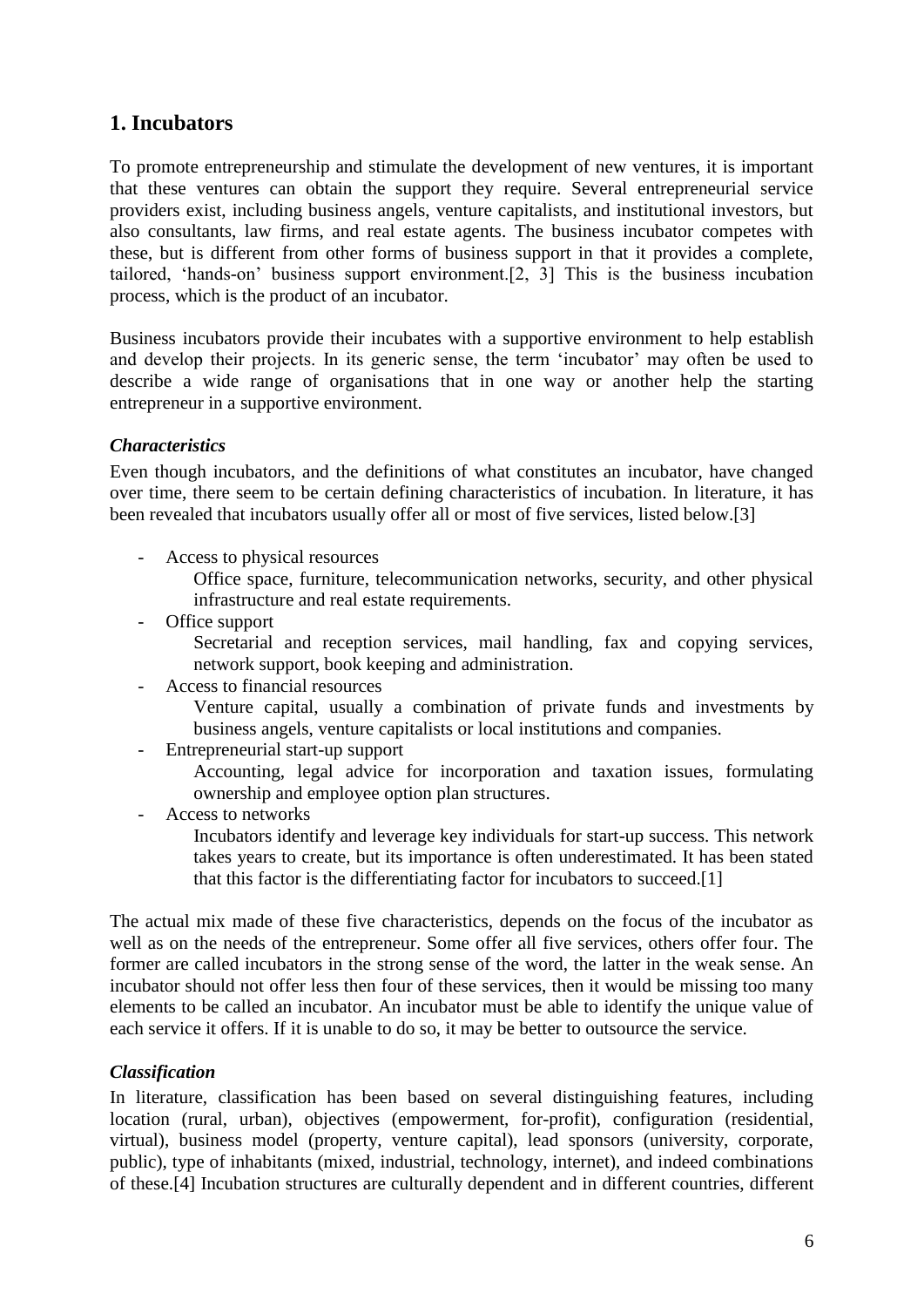## 1. Incubators

To promote entrepreneurship and stimulate the development of new ventures, it is important that these ventures can obtain the support they require. Several entrepreneurial service providers exist, including business angels, venture capitalists, and institutional investors, but also consultants, law firms, and real estate agents. The business incubator competes with these, but is different from other forms of business support in that it provides a complete, tailored, 'hands-on' business support environment.[2, 3] This is the business incubation process, which is the product of an incubator.

Business incubators provide their incubates with a supportive environment to help establish and develop their projects. In its generic sense, the term 'incubator' may often be used to describe a wide range of organisations that in one way or another help the starting entrepreneur in a supportive environment.

### *Characteristics*

Even though incubators, and the definitions of what constitutes an incubator, have changed over time, there seem to be certain defining characteristics of incubation. In literature, it has been revealed that incubators usually offer all or most of five services, listed below.[3]

- Access to physical resources
  Office space, furniture, telecommunication networks, security, and other physical infrastructure and real estate requirements.
- Office support
  Secretarial and reception services, mail handling, fax and copying services, network support, book keeping and administration.
- Access to financial resources
  Venture capital, usually a combination of private funds and investments by business angels, venture capitalists or local institutions and companies.
- Entrepreneurial start-up support
  Accounting, legal advice for incorporation and taxation issues, formulating ownership and employee option plan structures.
- Access to networks
  Incubators identify and leverage key individuals for start-up success. This network takes years to create, but its importance is often underestimated. It has been stated that this factor is the differentiating factor for incubators to succeed.[1]

The actual mix made of these five characteristics, depends on the focus of the incubator as well as on the needs of the entrepreneur. Some offer all five services, others offer four. The former are called incubators in the strong sense of the word, the latter in the weak sense. An incubator should not offer less then four of these services, then it would be missing too many elements to be called an incubator. An incubator must be able to identify the unique value of each service it offers. If it is unable to do so, it may be better to outsource the service.

### *Classification*

In literature, classification has been based on several distinguishing features, including location (rural, urban), objectives (empowerment, for-profit), configuration (residential, virtual), business model (property, venture capital), lead sponsors (university, corporate, public), type of inhabitants (mixed, industrial, technology, internet), and indeed combinations of these.[4] Incubation structures are culturally dependent and in different countries, different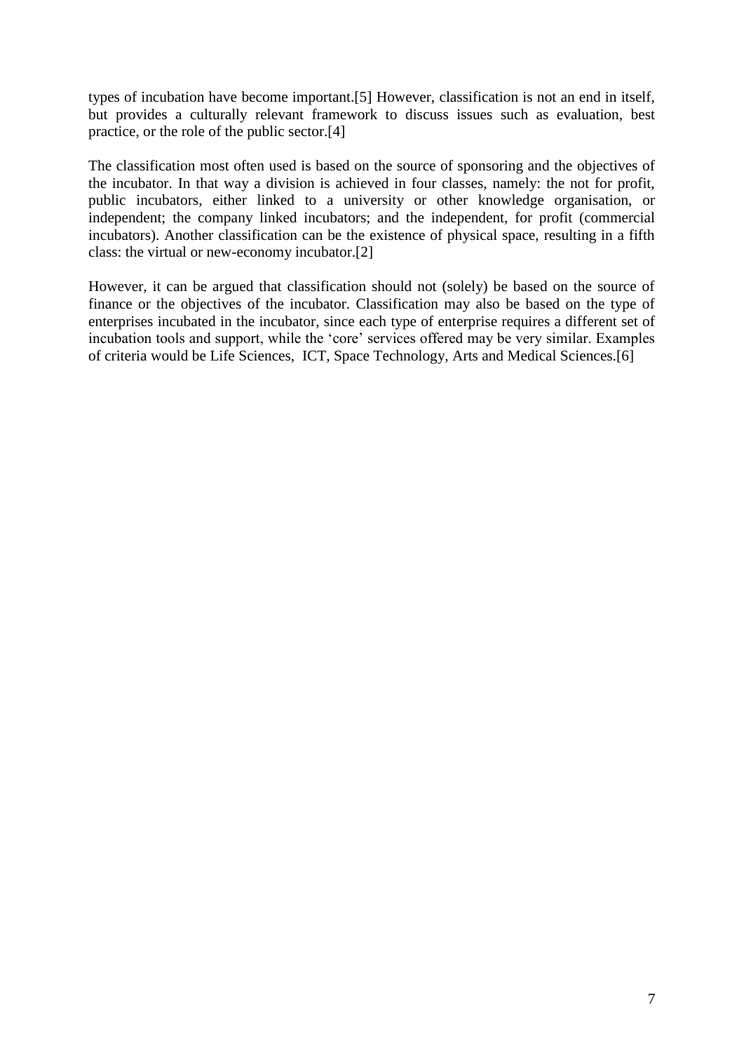types of incubation have become important.[5] However, classification is not an end in itself, but provides a culturally relevant framework to discuss issues such as evaluation, best practice, or the role of the public sector.[4]

The classification most often used is based on the source of sponsoring and the objectives of the incubator. In that way a division is achieved in four classes, namely: the not for profit, public incubators, either linked to a university or other knowledge organisation, or independent; the company linked incubators; and the independent, for profit (commercial incubators). Another classification can be the existence of physical space, resulting in a fifth class: the virtual or new-economy incubator.[2]

However, it can be argued that classification should not (solely) be based on the source of finance or the objectives of the incubator. Classification may also be based on the type of enterprises incubated in the incubator, since each type of enterprise requires a different set of incubation tools and support, while the 'core' services offered may be very similar. Examples of criteria would be Life Sciences, ICT, Space Technology, Arts and Medical Sciences.[6]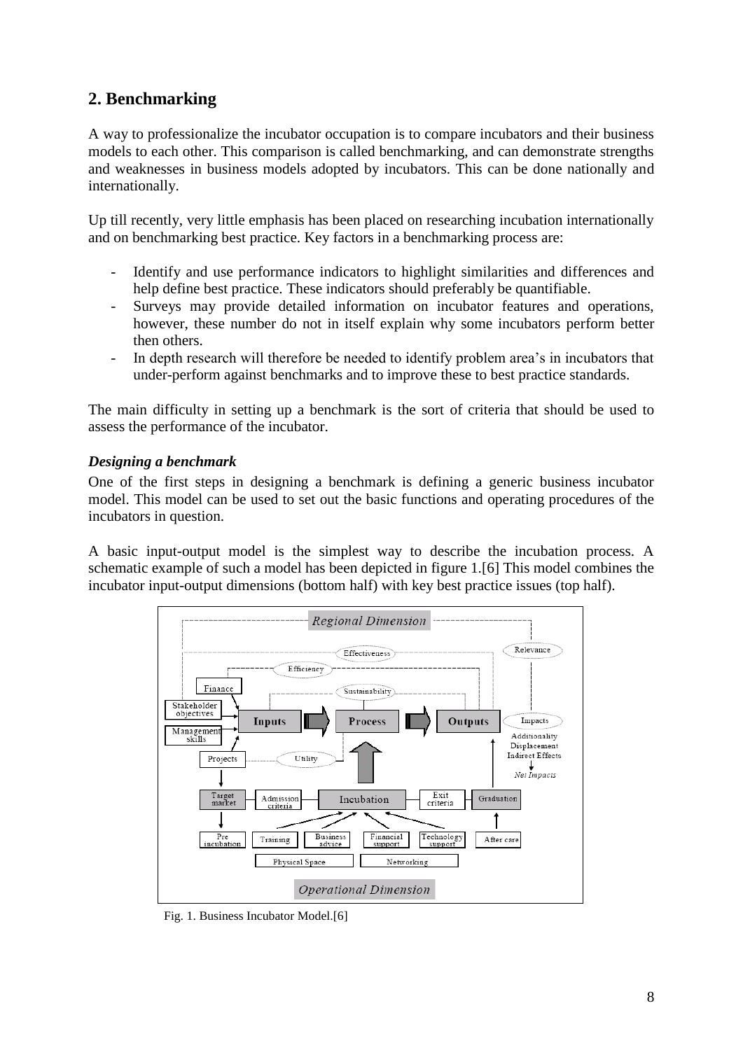## 2. Benchmarking

A way to professionalize the incubator occupation is to compare incubators and their business models to each other. This comparison is called benchmarking, and can demonstrate strengths and weaknesses in business models adopted by incubators. This can be done nationally and internationally.

Up till recently, very little emphasis has been placed on researching incubation internationally and on benchmarking best practice. Key factors in a benchmarking process are:

- Identify and use performance indicators to highlight similarities and differences and help define best practice. These indicators should preferably be quantifiable.
- Surveys may provide detailed information on incubator features and operations, however, these number do not in itself explain why some incubators perform better then others.
- In depth research will therefore be needed to identify problem area's in incubators that under-perform against benchmarks and to improve these to best practice standards.

The main difficulty in setting up a benchmark is the sort of criteria that should be used to assess the performance of the incubator.

### *Designing a benchmark*

One of the first steps in designing a benchmark is defining a generic business incubator model. This model can be used to set out the basic functions and operating procedures of the incubators in question.

A basic input-output model is the simplest way to describe the incubation process. A schematic example of such a model has been depicted in figure 1.[6] This model combines the incubator input-output dimensions (bottom half) with key best practice issues (top half).

Fig. 1. Business Incubator Model.[6]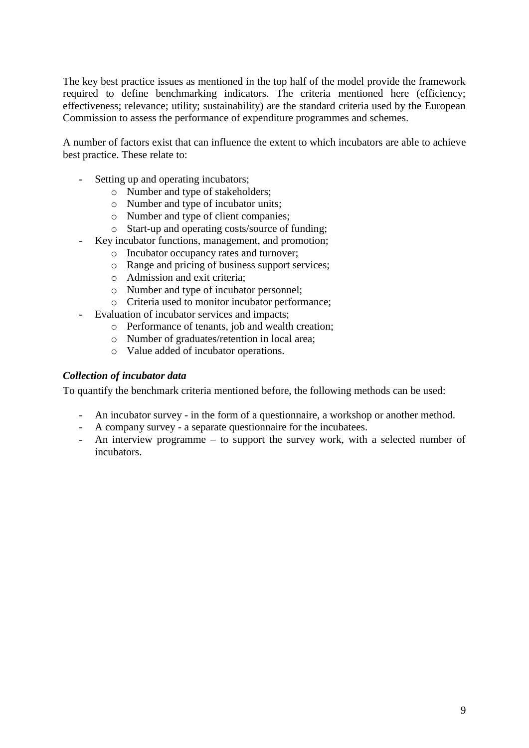The key best practice issues as mentioned in the top half of the model provide the framework required to define benchmarking indicators. The criteria mentioned here (efficiency; effectiveness; relevance; utility; sustainability) are the standard criteria used by the European Commission to assess the performance of expenditure programmes and schemes.

A number of factors exist that can influence the extent to which incubators are able to achieve best practice. These relate to:

- Setting up and operating incubators;
  - Number and type of stakeholders;
  - Number and type of incubator units;
  - Number and type of client companies;
  - Start-up and operating costs/source of funding;
- Key incubator functions, management, and promotion;
  - Incubator occupancy rates and turnover;
  - Range and pricing of business support services;
  - Admission and exit criteria;
  - Number and type of incubator personnel;
  - Criteria used to monitor incubator performance;
- Evaluation of incubator services and impacts;
  - Performance of tenants, job and wealth creation;
  - Number of graduates/retention in local area;
  - Value added of incubator operations.

***Collection of incubator data***

To quantify the benchmark criteria mentioned before, the following methods can be used:

- An incubator survey - in the form of a questionnaire, a workshop or another method.
- A company survey - a separate questionnaire for the incubatees.
- An interview programme – to support the survey work, with a selected number of incubators.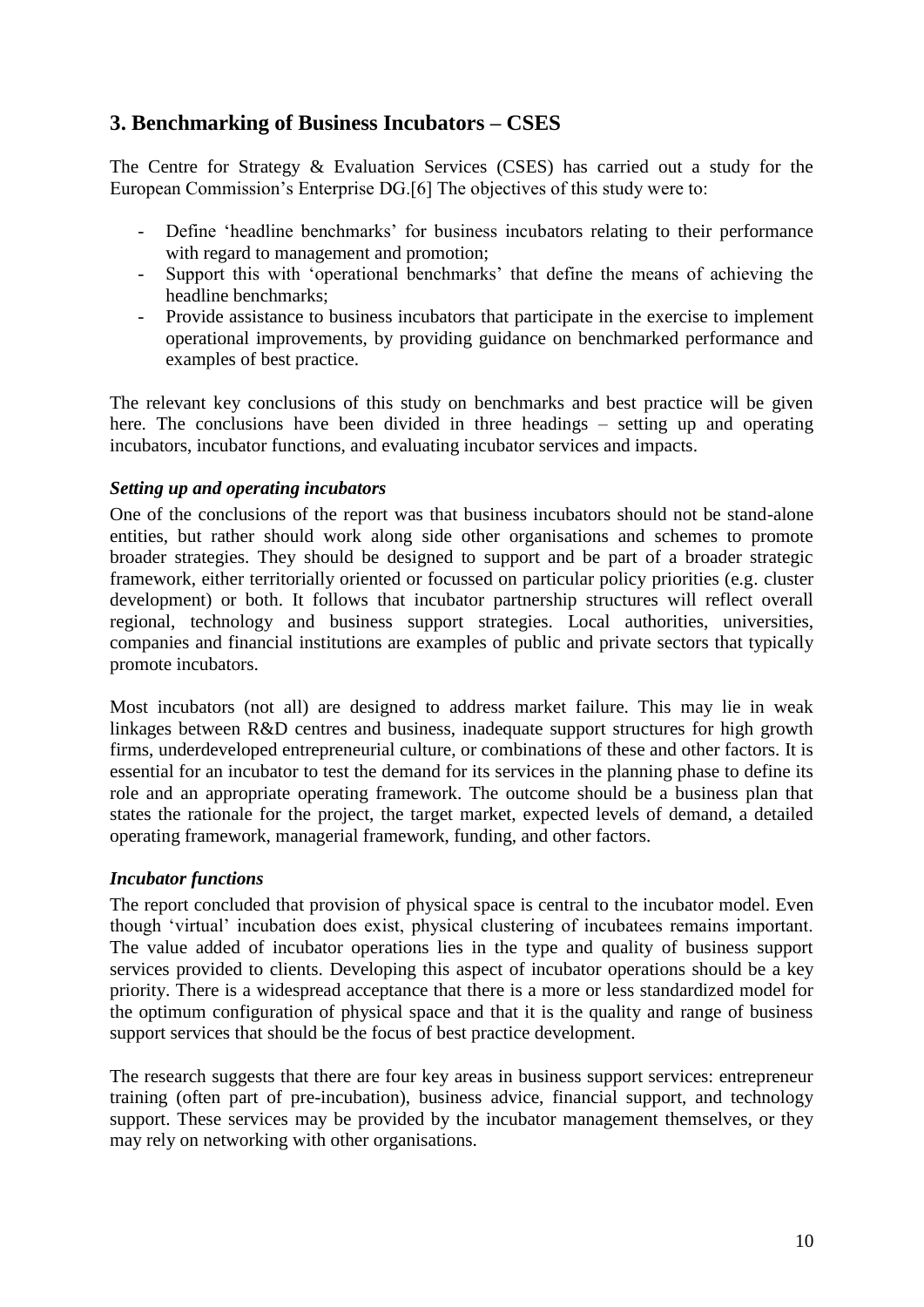## 3. Benchmarking of Business Incubators – CSES

The Centre for Strategy & Evaluation Services (CSES) has carried out a study for the European Commission's Enterprise DG.[6] The objectives of this study were to:

- Define 'headline benchmarks' for business incubators relating to their performance with regard to management and promotion;
- Support this with 'operational benchmarks' that define the means of achieving the headline benchmarks;
- Provide assistance to business incubators that participate in the exercise to implement operational improvements, by providing guidance on benchmarked performance and examples of best practice.

The relevant key conclusions of this study on benchmarks and best practice will be given here. The conclusions have been divided in three headings – setting up and operating incubators, incubator functions, and evaluating incubator services and impacts.

### *Setting up and operating incubators*

One of the conclusions of the report was that business incubators should not be stand-alone entities, but rather should work along side other organisations and schemes to promote broader strategies. They should be designed to support and be part of a broader strategic framework, either territorially oriented or focussed on particular policy priorities (e.g. cluster development) or both. It follows that incubator partnership structures will reflect overall regional, technology and business support strategies. Local authorities, universities, companies and financial institutions are examples of public and private sectors that typically promote incubators.

Most incubators (not all) are designed to address market failure. This may lie in weak linkages between R&D centres and business, inadequate support structures for high growth firms, underdeveloped entrepreneurial culture, or combinations of these and other factors. It is essential for an incubator to test the demand for its services in the planning phase to define its role and an appropriate operating framework. The outcome should be a business plan that states the rationale for the project, the target market, expected levels of demand, a detailed operating framework, managerial framework, funding, and other factors.

### *Incubator functions*

The report concluded that provision of physical space is central to the incubator model. Even though 'virtual' incubation does exist, physical clustering of incubatees remains important. The value added of incubator operations lies in the type and quality of business support services provided to clients. Developing this aspect of incubator operations should be a key priority. There is a widespread acceptance that there is a more or less standardized model for the optimum configuration of physical space and that it is the quality and range of business support services that should be the focus of best practice development.

The research suggests that there are four key areas in business support services: entrepreneur training (often part of pre-incubation), business advice, financial support, and technology support. These services may be provided by the incubator management themselves, or they may rely on networking with other organisations.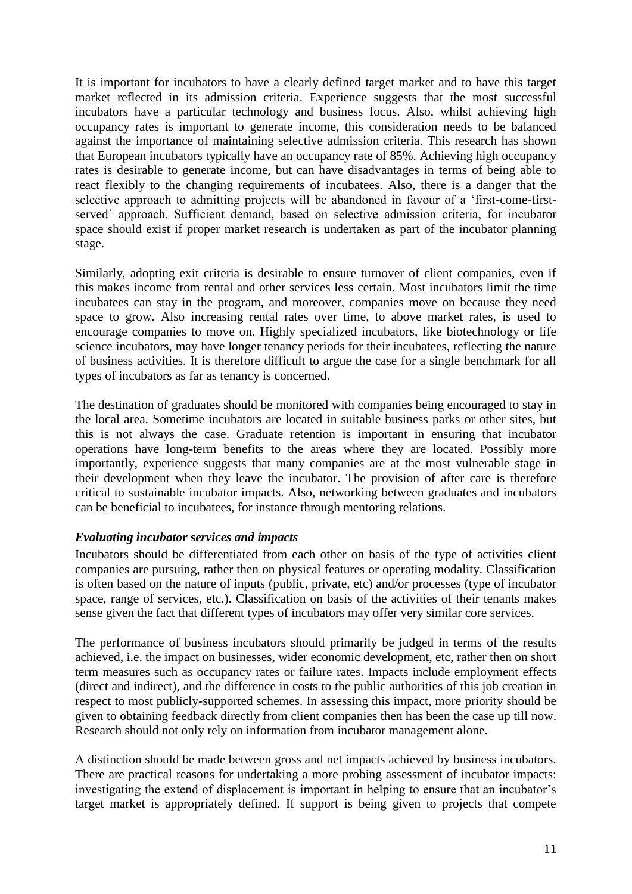It is important for incubators to have a clearly defined target market and to have this target market reflected in its admission criteria. Experience suggests that the most successful incubators have a particular technology and business focus. Also, whilst achieving high occupancy rates is important to generate income, this consideration needs to be balanced against the importance of maintaining selective admission criteria. This research has shown that European incubators typically have an occupancy rate of 85%. Achieving high occupancy rates is desirable to generate income, but can have disadvantages in terms of being able to react flexibly to the changing requirements of incubatees. Also, there is a danger that the selective approach to admitting projects will be abandoned in favour of a 'first-come-first-served' approach. Sufficient demand, based on selective admission criteria, for incubator space should exist if proper market research is undertaken as part of the incubator planning stage.

Similarly, adopting exit criteria is desirable to ensure turnover of client companies, even if this makes income from rental and other services less certain. Most incubators limit the time incubatees can stay in the program, and moreover, companies move on because they need space to grow. Also increasing rental rates over time, to above market rates, is used to encourage companies to move on. Highly specialized incubators, like biotechnology or life science incubators, may have longer tenancy periods for their incubatees, reflecting the nature of business activities. It is therefore difficult to argue the case for a single benchmark for all types of incubators as far as tenancy is concerned.

The destination of graduates should be monitored with companies being encouraged to stay in the local area. Sometime incubators are located in suitable business parks or other sites, but this is not always the case. Graduate retention is important in ensuring that incubator operations have long-term benefits to the areas where they are located. Possibly more importantly, experience suggests that many companies are at the most vulnerable stage in their development when they leave the incubator. The provision of after care is therefore critical to sustainable incubator impacts. Also, networking between graduates and incubators can be beneficial to incubatees, for instance through mentoring relations.

***Evaluating incubator services and impacts***

Incubators should be differentiated from each other on basis of the type of activities client companies are pursuing, rather then on physical features or operating modality. Classification is often based on the nature of inputs (public, private, etc) and/or processes (type of incubator space, range of services, etc.). Classification on basis of the activities of their tenants makes sense given the fact that different types of incubators may offer very similar core services.

The performance of business incubators should primarily be judged in terms of the results achieved, i.e. the impact on businesses, wider economic development, etc, rather then on short term measures such as occupancy rates or failure rates. Impacts include employment effects (direct and indirect), and the difference in costs to the public authorities of this job creation in respect to most publicly-supported schemes. In assessing this impact, more priority should be given to obtaining feedback directly from client companies then has been the case up till now. Research should not only rely on information from incubator management alone.

A distinction should be made between gross and net impacts achieved by business incubators. There are practical reasons for undertaking a more probing assessment of incubator impacts: investigating the extend of displacement is important in helping to ensure that an incubator's target market is appropriately defined. If support is being given to projects that compete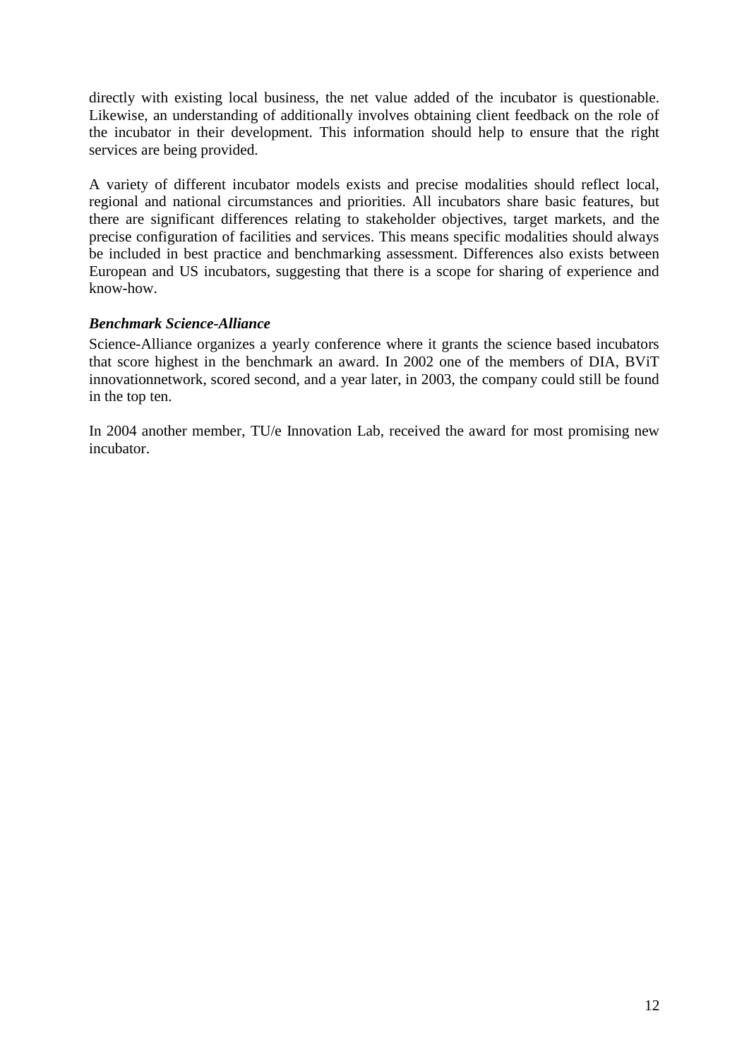directly with existing local business, the net value added of the incubator is questionable. Likewise, an understanding of additionally involves obtaining client feedback on the role of the incubator in their development. This information should help to ensure that the right services are being provided.

A variety of different incubator models exists and precise modalities should reflect local, regional and national circumstances and priorities. All incubators share basic features, but there are significant differences relating to stakeholder objectives, target markets, and the precise configuration of facilities and services. This means specific modalities should always be included in best practice and benchmarking assessment. Differences also exists between European and US incubators, suggesting that there is a scope for sharing of experience and know-how.

***Benchmark Science-Alliance***

Science-Alliance organizes a yearly conference where it grants the science based incubators that score highest in the benchmark an award. In 2002 one of the members of DIA, BViT innovationnetwork, scored second, and a year later, in 2003, the company could still be found in the top ten.

In 2004 another member, TU/e Innovation Lab, received the award for most promising new incubator.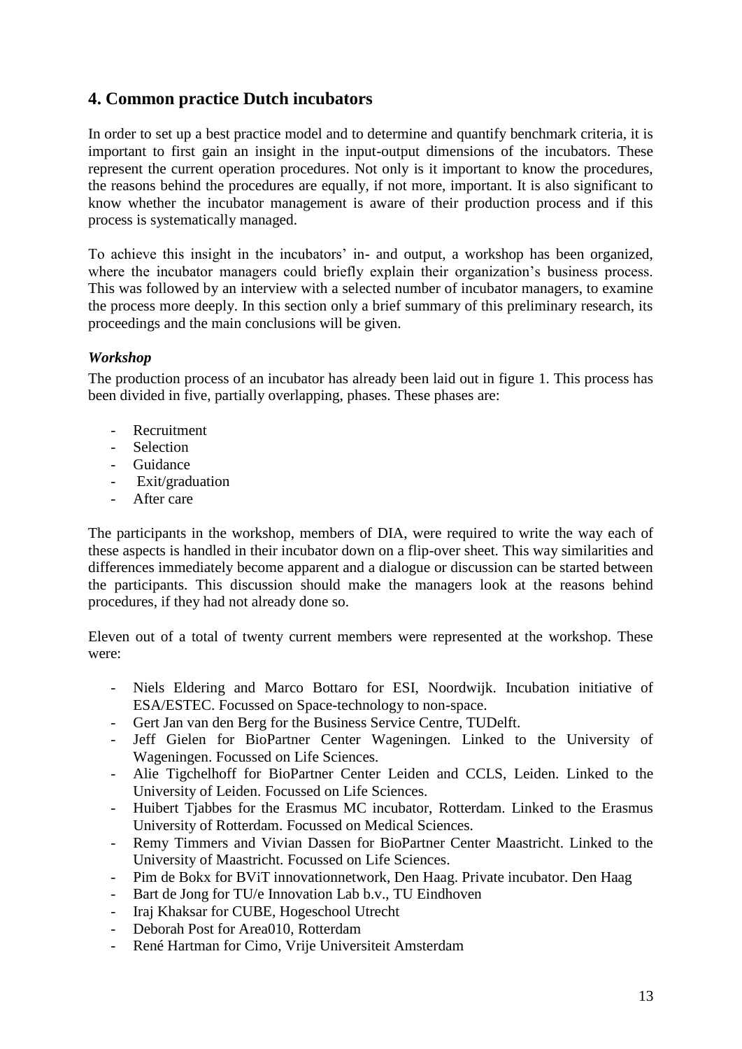## 4. Common practice Dutch incubators

In order to set up a best practice model and to determine and quantify benchmark criteria, it is important to first gain an insight in the input-output dimensions of the incubators. These represent the current operation procedures. Not only is it important to know the procedures, the reasons behind the procedures are equally, if not more, important. It is also significant to know whether the incubator management is aware of their production process and if this process is systematically managed.

To achieve this insight in the incubators' in- and output, a workshop has been organized, where the incubator managers could briefly explain their organization's business process. This was followed by an interview with a selected number of incubator managers, to examine the process more deeply. In this section only a brief summary of this preliminary research, its proceedings and the main conclusions will be given.

### *Workshop*

The production process of an incubator has already been laid out in figure 1. This process has been divided in five, partially overlapping, phases. These phases are:

- Recruitment
- Selection
- Guidance
- Exit/graduation
- After care

The participants in the workshop, members of DIA, were required to write the way each of these aspects is handled in their incubator down on a flip-over sheet. This way similarities and differences immediately become apparent and a dialogue or discussion can be started between the participants. This discussion should make the managers look at the reasons behind procedures, if they had not already done so.

Eleven out of a total of twenty current members were represented at the workshop. These were:

- Niels Eldering and Marco Bottaro for ESI, Noordwijk. Incubation initiative of ESA/ESTEC. Focussed on Space-technology to non-space.
- Gert Jan van den Berg for the Business Service Centre, TUDelft.
- Jeff Gielen for BioPartner Center Wageningen. Linked to the University of Wageningen. Focussed on Life Sciences.
- Alie Tigchelhoff for BioPartner Center Leiden and CCLS, Leiden. Linked to the University of Leiden. Focussed on Life Sciences.
- Huibert Tjabbes for the Erasmus MC incubator, Rotterdam. Linked to the Erasmus University of Rotterdam. Focussed on Medical Sciences.
- Remy Timmers and Vivian Dassen for BioPartner Center Maastricht. Linked to the University of Maastricht. Focussed on Life Sciences.
- Pim de Bokx for BViT innovationnetwork, Den Haag. Private incubator. Den Haag
- Bart de Jong for TU/e Innovation Lab b.v., TU Eindhoven
- Iraj Khaksar for CUBE, Hogeschool Utrecht
- Deborah Post for Area010, Rotterdam
- René Hartman for Cimo, Vrije Universiteit Amsterdam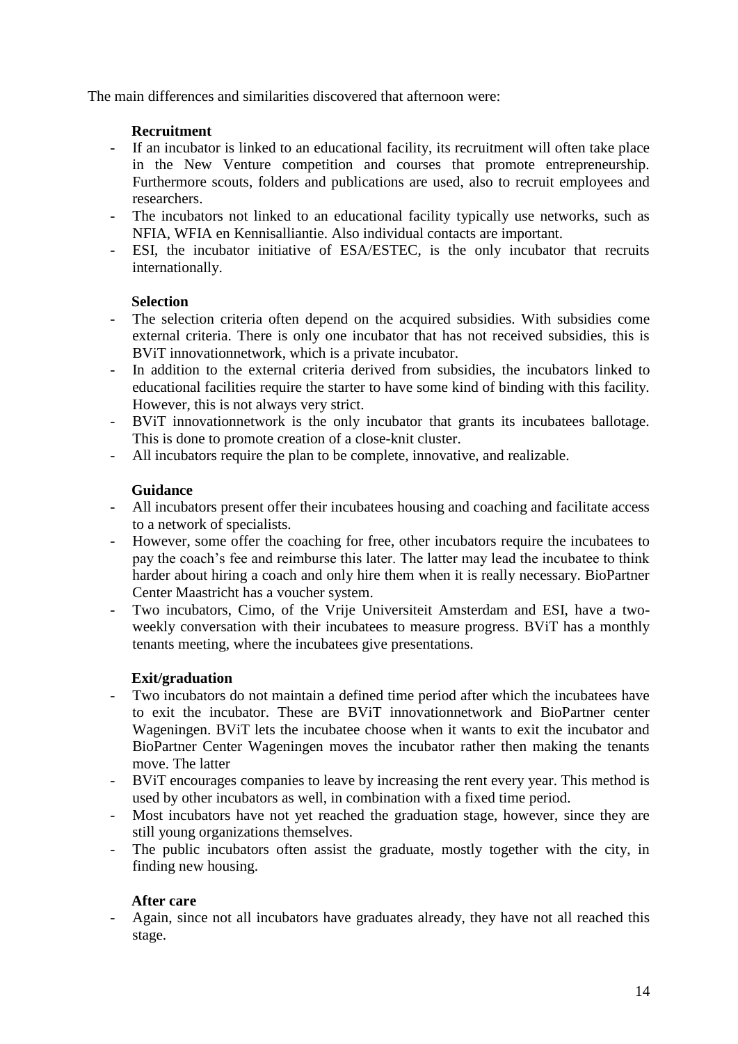The main differences and similarities discovered that afternoon were:

**Recruitment**

- If an incubator is linked to an educational facility, its recruitment will often take place in the New Venture competition and courses that promote entrepreneurship. Furthermore scouts, folders and publications are used, also to recruit employees and researchers.
- The incubators not linked to an educational facility typically use networks, such as NFIA, WFIA en Kennisalliantie. Also individual contacts are important.
- ESI, the incubator initiative of ESA/ESTEC, is the only incubator that recruits internationally.

**Selection**

- The selection criteria often depend on the acquired subsidies. With subsidies come external criteria. There is only one incubator that has not received subsidies, this is BViT innovationnetwork, which is a private incubator.
- In addition to the external criteria derived from subsidies, the incubators linked to educational facilities require the starter to have some kind of binding with this facility. However, this is not always very strict.
- BViT innovationnetwork is the only incubator that grants its incubatees ballotage. This is done to promote creation of a close-knit cluster.
- All incubators require the plan to be complete, innovative, and realizable.

**Guidance**

- All incubators present offer their incubatees housing and coaching and facilitate access to a network of specialists.
- However, some offer the coaching for free, other incubators require the incubatees to pay the coach's fee and reimburse this later. The latter may lead the incubatee to think harder about hiring a coach and only hire them when it is really necessary. BioPartner Center Maastricht has a voucher system.
- Two incubators, Cimo, of the Vrije Universiteit Amsterdam and ESI, have a two-weekly conversation with their incubatees to measure progress. BViT has a monthly tenants meeting, where the incubatees give presentations.

**Exit/graduation**

- Two incubators do not maintain a defined time period after which the incubatees have to exit the incubator. These are BViT innovationnetwork and BioPartner center Wageningen. BViT lets the incubatee choose when it wants to exit the incubator and BioPartner Center Wageningen moves the incubator rather then making the tenants move. The latter
- BViT encourages companies to leave by increasing the rent every year. This method is used by other incubators as well, in combination with a fixed time period.
- Most incubators have not yet reached the graduation stage, however, since they are still young organizations themselves.
- The public incubators often assist the graduate, mostly together with the city, in finding new housing.

**After care**

- Again, since not all incubators have graduates already, they have not all reached this stage.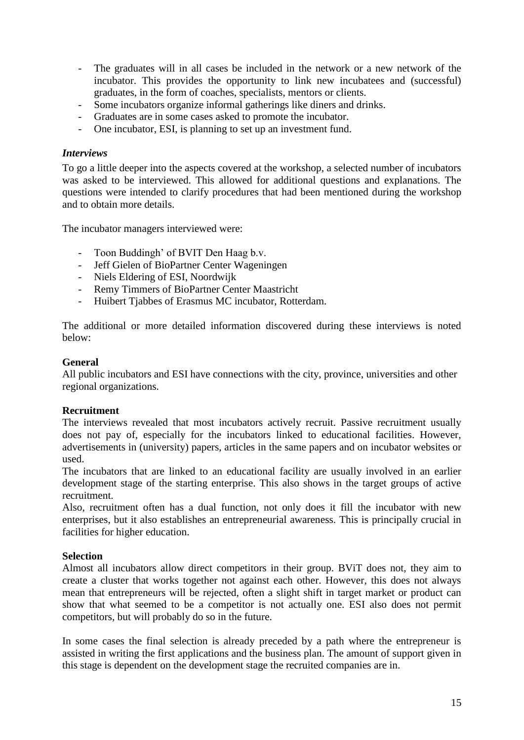- The graduates will in all cases be included in the network or a new network of the incubator. This provides the opportunity to link new incubatees and (successful) graduates, in the form of coaches, specialists, mentors or clients.
- Some incubators organize informal gatherings like diners and drinks.
- Graduates are in some cases asked to promote the incubator.
- One incubator, ESI, is planning to set up an investment fund.

***Interviews***

To go a little deeper into the aspects covered at the workshop, a selected number of incubators was asked to be interviewed. This allowed for additional questions and explanations. The questions were intended to clarify procedures that had been mentioned during the workshop and to obtain more details.

The incubator managers interviewed were:

- Toon Buddingh' of BVIT Den Haag b.v.
- Jeff Gielen of BioPartner Center Wageningen
- Niels Eldering of ESI, Noordwijk
- Remy Timmers of BioPartner Center Maastricht
- Huibert Tjabbes of Erasmus MC incubator, Rotterdam.

The additional or more detailed information discovered during these interviews is noted below:

**General**

All public incubators and ESI have connections with the city, province, universities and other regional organizations.

**Recruitment**

The interviews revealed that most incubators actively recruit. Passive recruitment usually does not pay of, especially for the incubators linked to educational facilities. However, advertisements in (university) papers, articles in the same papers and on incubator websites or used.

The incubators that are linked to an educational facility are usually involved in an earlier development stage of the starting enterprise. This also shows in the target groups of active recruitment.

Also, recruitment often has a dual function, not only does it fill the incubator with new enterprises, but it also establishes an entrepreneurial awareness. This is principally crucial in facilities for higher education.

**Selection**

Almost all incubators allow direct competitors in their group. BViT does not, they aim to create a cluster that works together not against each other. However, this does not always mean that entrepreneurs will be rejected, often a slight shift in target market or product can show that what seemed to be a competitor is not actually one. ESI also does not permit competitors, but will probably do so in the future.

In some cases the final selection is already preceded by a path where the entrepreneur is assisted in writing the first applications and the business plan. The amount of support given in this stage is dependent on the development stage the recruited companies are in.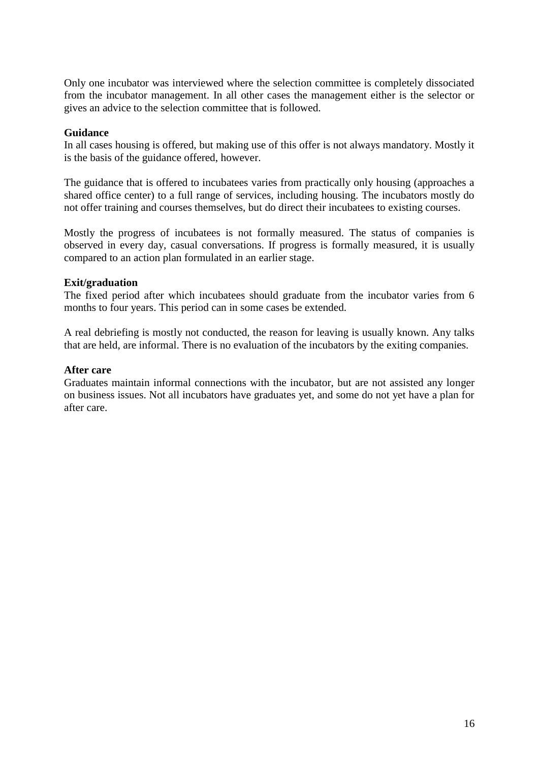Only one incubator was interviewed where the selection committee is completely dissociated from the incubator management. In all other cases the management either is the selector or gives an advice to the selection committee that is followed.

**Guidance**

In all cases housing is offered, but making use of this offer is not always mandatory. Mostly it is the basis of the guidance offered, however.

The guidance that is offered to incubatees varies from practically only housing (approaches a shared office center) to a full range of services, including housing. The incubators mostly do not offer training and courses themselves, but do direct their incubatees to existing courses.

Mostly the progress of incubatees is not formally measured. The status of companies is observed in every day, casual conversations. If progress is formally measured, it is usually compared to an action plan formulated in an earlier stage.

**Exit/graduation**

The fixed period after which incubatees should graduate from the incubator varies from 6 months to four years. This period can in some cases be extended.

A real debriefing is mostly not conducted, the reason for leaving is usually known. Any talks that are held, are informal. There is no evaluation of the incubators by the exiting companies.

**After care**

Graduates maintain informal connections with the incubator, but are not assisted any longer on business issues. Not all incubators have graduates yet, and some do not yet have a plan for after care.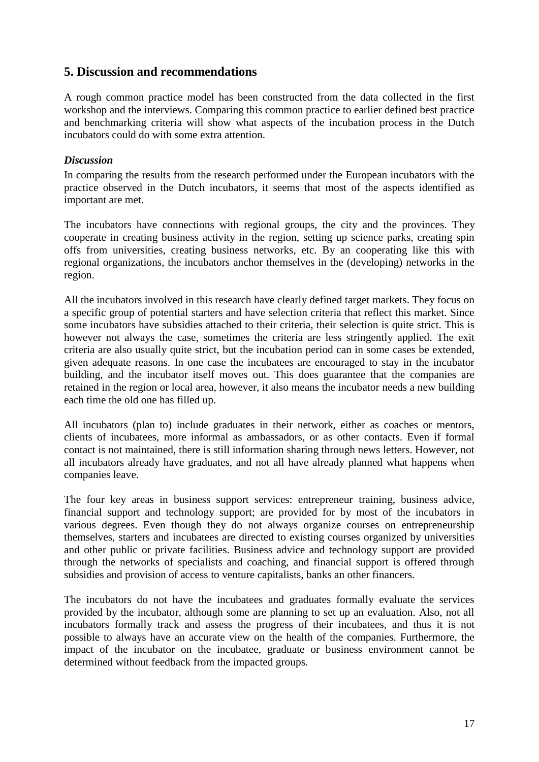## 5. Discussion and recommendations

A rough common practice model has been constructed from the data collected in the first workshop and the interviews. Comparing this common practice to earlier defined best practice and benchmarking criteria will show what aspects of the incubation process in the Dutch incubators could do with some extra attention.

### *Discussion*

In comparing the results from the research performed under the European incubators with the practice observed in the Dutch incubators, it seems that most of the aspects identified as important are met.

The incubators have connections with regional groups, the city and the provinces. They cooperate in creating business activity in the region, setting up science parks, creating spin offs from universities, creating business networks, etc. By an cooperating like this with regional organizations, the incubators anchor themselves in the (developing) networks in the region.

All the incubators involved in this research have clearly defined target markets. They focus on a specific group of potential starters and have selection criteria that reflect this market. Since some incubators have subsidies attached to their criteria, their selection is quite strict. This is however not always the case, sometimes the criteria are less stringently applied. The exit criteria are also usually quite strict, but the incubation period can in some cases be extended, given adequate reasons. In one case the incubatees are encouraged to stay in the incubator building, and the incubator itself moves out. This does guarantee that the companies are retained in the region or local area, however, it also means the incubator needs a new building each time the old one has filled up.

All incubators (plan to) include graduates in their network, either as coaches or mentors, clients of incubatees, more informal as ambassadors, or as other contacts. Even if formal contact is not maintained, there is still information sharing through news letters. However, not all incubators already have graduates, and not all have already planned what happens when companies leave.

The four key areas in business support services: entrepreneur training, business advice, financial support and technology support; are provided for by most of the incubators in various degrees. Even though they do not always organize courses on entrepreneurship themselves, starters and incubatees are directed to existing courses organized by universities and other public or private facilities. Business advice and technology support are provided through the networks of specialists and coaching, and financial support is offered through subsidies and provision of access to venture capitalists, banks an other financers.

The incubators do not have the incubatees and graduates formally evaluate the services provided by the incubator, although some are planning to set up an evaluation. Also, not all incubators formally track and assess the progress of their incubatees, and thus it is not possible to always have an accurate view on the health of the companies. Furthermore, the impact of the incubator on the incubatee, graduate or business environment cannot be determined without feedback from the impacted groups.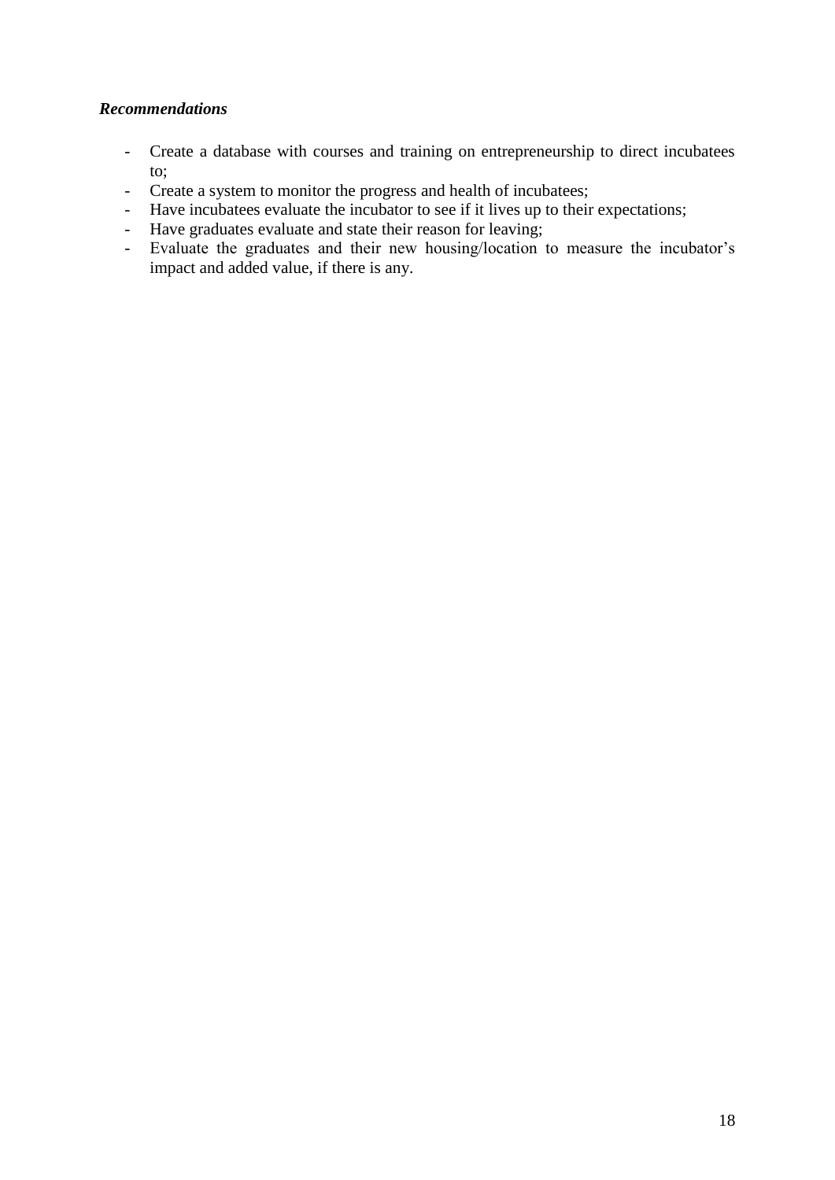***Recommendations***

- Create a database with courses and training on entrepreneurship to direct incubatees to;
- Create a system to monitor the progress and health of incubatees;
- Have incubatees evaluate the incubator to see if it lives up to their expectations;
- Have graduates evaluate and state their reason for leaving;
- Evaluate the graduates and their new housing/location to measure the incubator's impact and added value, if there is any.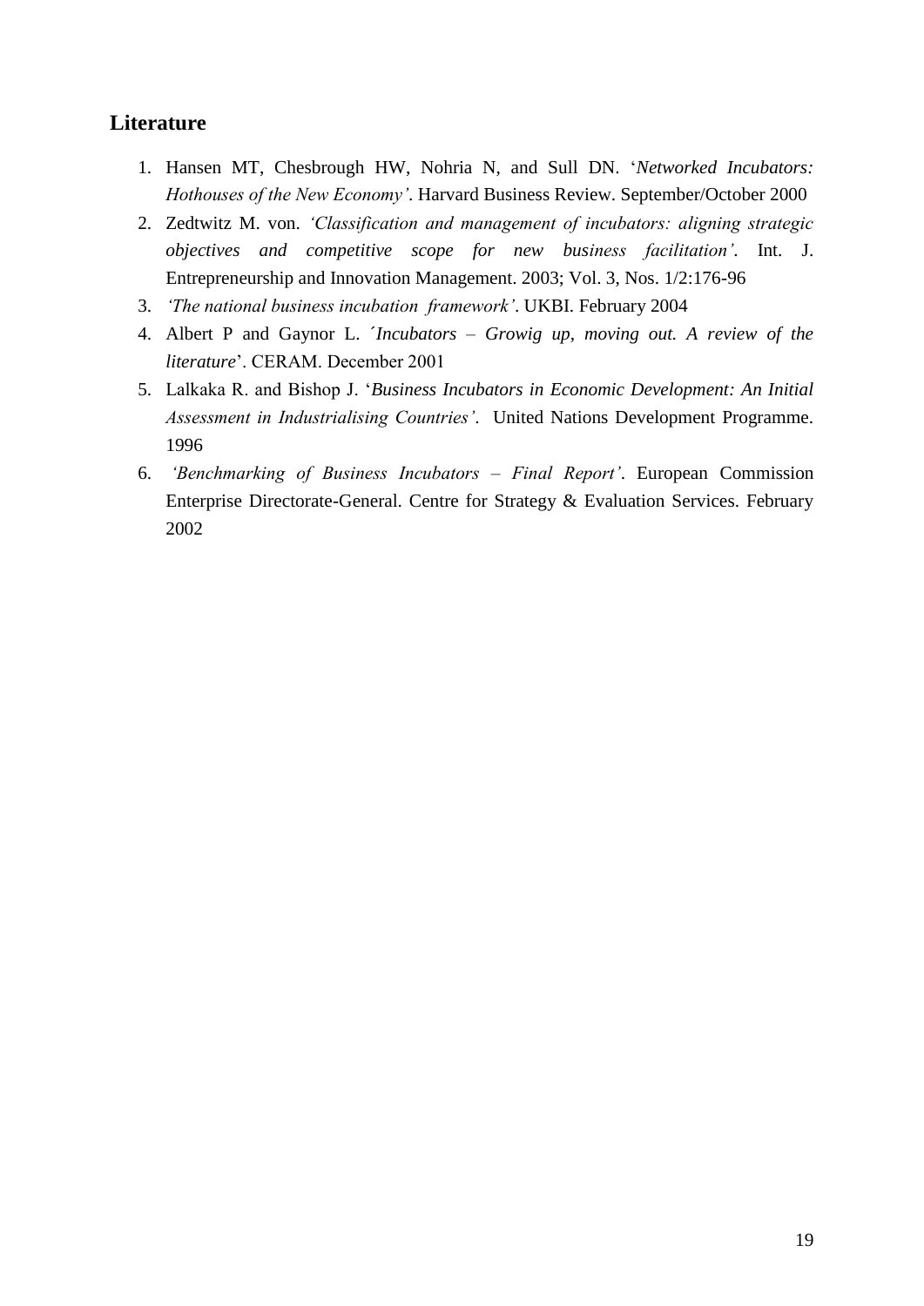## Literature

1. Hansen MT, Chesbrough HW, Nohria N, and Sull DN. '*Networked Incubators: Hothouses of the New Economy'*. Harvard Business Review. September/October 2000
2. Zedtwitz M. von. *'Classification and management of incubators: aligning strategic objectives and competitive scope for new business facilitation'*. Int. J. Entrepreneurship and Innovation Management. 2003; Vol. 3, Nos. 1/2:176-96
3. *'The national business incubation framework'*. UKBI. February 2004
4. Albert P and Gaynor L. *´Incubators – Growig up, moving out. A review of the literature*'. CERAM. December 2001
5. Lalkaka R. and Bishop J. '*Business Incubators in Economic Development: An Initial Assessment in Industrialising Countries'*. United Nations Development Programme. 1996
6. *'Benchmarking of Business Incubators – Final Report'*. European Commission Enterprise Directorate-General. Centre for Strategy & Evaluation Services. February 2002